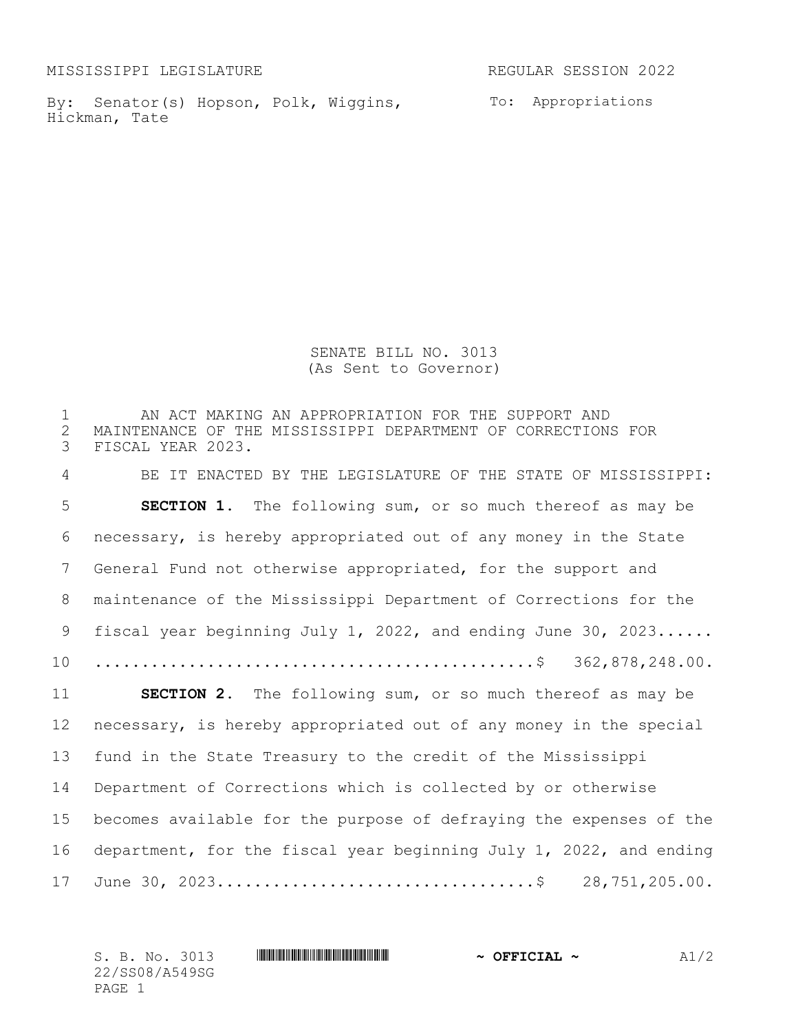MISSISSIPPI LEGISLATURE REGULAR SESSION 2022

By: Senator(s) Hopson, Polk, Wiggins, Hickman, Tate

To: Appropriations

# SENATE BILL NO. 3013
(As Sent to Governor)

AN ACT MAKING AN APPROPRIATION FOR THE SUPPORT AND MAINTENANCE OF THE MISSISSIPPI DEPARTMENT OF CORRECTIONS FOR FISCAL YEAR 2023.

BE IT ENACTED BY THE LEGISLATURE OF THE STATE OF MISSISSIPPI:

**SECTION 1.** The following sum, or so much thereof as may be necessary, is hereby appropriated out of any money in the State General Fund not otherwise appropriated, for the support and maintenance of the Mississippi Department of Corrections for the fiscal year beginning July 1, 2022, and ending June 30, 2023............................................................$ 362,878,248.00.

**SECTION 2.** The following sum, or so much thereof as may be necessary, is hereby appropriated out of any money in the special fund in the State Treasury to the credit of the Mississippi Department of Corrections which is collected by or otherwise becomes available for the purpose of defraying the expenses of the department, for the fiscal year beginning July 1, 2022, and ending June 30, 2023.................................$ 28,751,205.00.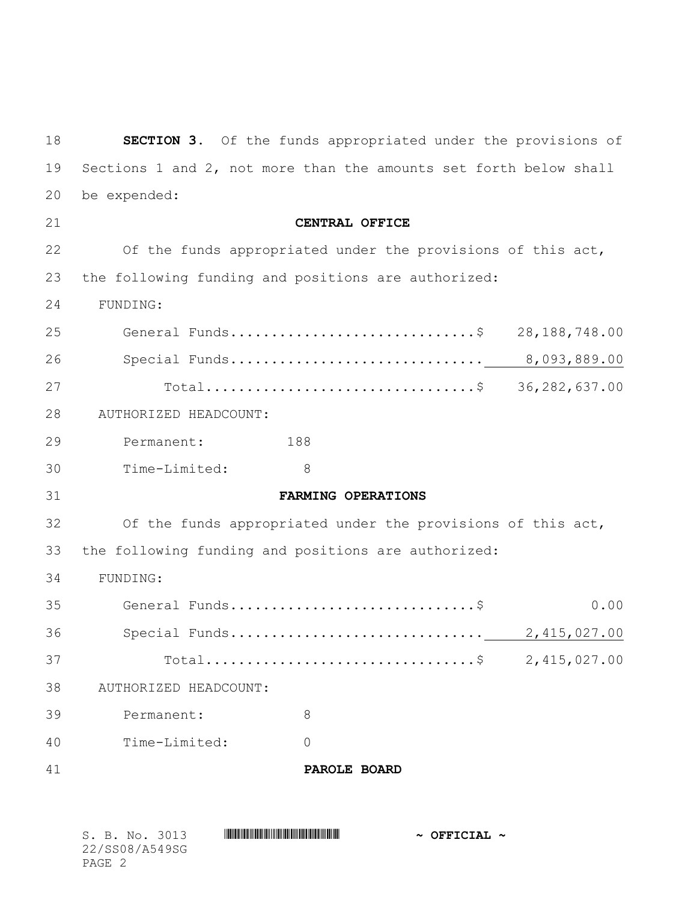**SECTION 3.** Of the funds appropriated under the provisions of Sections 1 and 2, not more than the amounts set forth below shall be expended:

**CENTRAL OFFICE**

Of the funds appropriated under the provisions of this act, the following funding and positions are authorized:

FUNDING:

| | |
|---|---|
| General Funds.............................$ | 28,188,748.00 |
| Special Funds.............................. | 8,093,889.00 |
| Total.................................$ | 36,282,637.00 |

AUTHORIZED HEADCOUNT:

| | |
|---|---|
| Permanent: | 188 |
| Time-Limited: | 8 |

**FARMING OPERATIONS**

Of the funds appropriated under the provisions of this act, the following funding and positions are authorized:

FUNDING:

| | |
|---|---|
| General Funds.............................$ | 0.00 |
| Special Funds.............................. | 2,415,027.00 |
| Total.................................$ | 2,415,027.00 |

AUTHORIZED HEADCOUNT:

| | |
|---|---|
| Permanent: | 8 |
| Time-Limited: | 0 |

**PAROLE BOARD**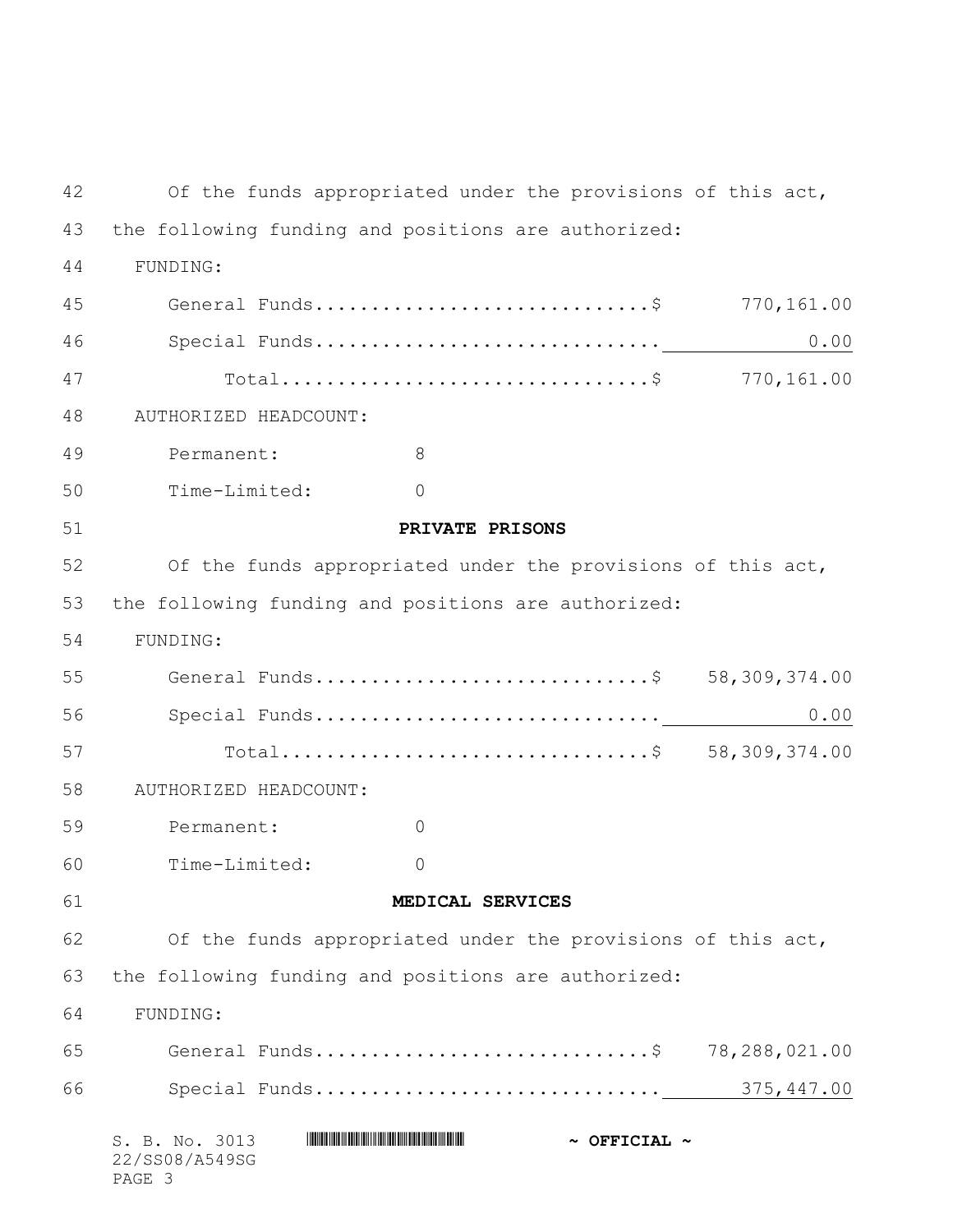Of the funds appropriated under the provisions of this act, the following funding and positions are authorized:

FUNDING:

| | | |
|---|---|---|
| General Funds | $ | 770,161.00 |
| Special Funds | | 0.00 |
| Total | $ | 770,161.00 |

AUTHORIZED HEADCOUNT:

| | |
|---|---|
| Permanent: | 8 |
| Time-Limited: | 0 |

**PRIVATE PRISONS**

Of the funds appropriated under the provisions of this act, the following funding and positions are authorized:

FUNDING:

| | | |
|---|---|---|
| General Funds | $ | 58,309,374.00 |
| Special Funds | | 0.00 |
| Total | $ | 58,309,374.00 |

AUTHORIZED HEADCOUNT:

| | |
|---|---|
| Permanent: | 0 |
| Time-Limited: | 0 |

**MEDICAL SERVICES**

Of the funds appropriated under the provisions of this act, the following funding and positions are authorized:

FUNDING:

| | | |
|---|---|---|
| General Funds | $ | 78,288,021.00 |
| Special Funds | | 375,447.00 |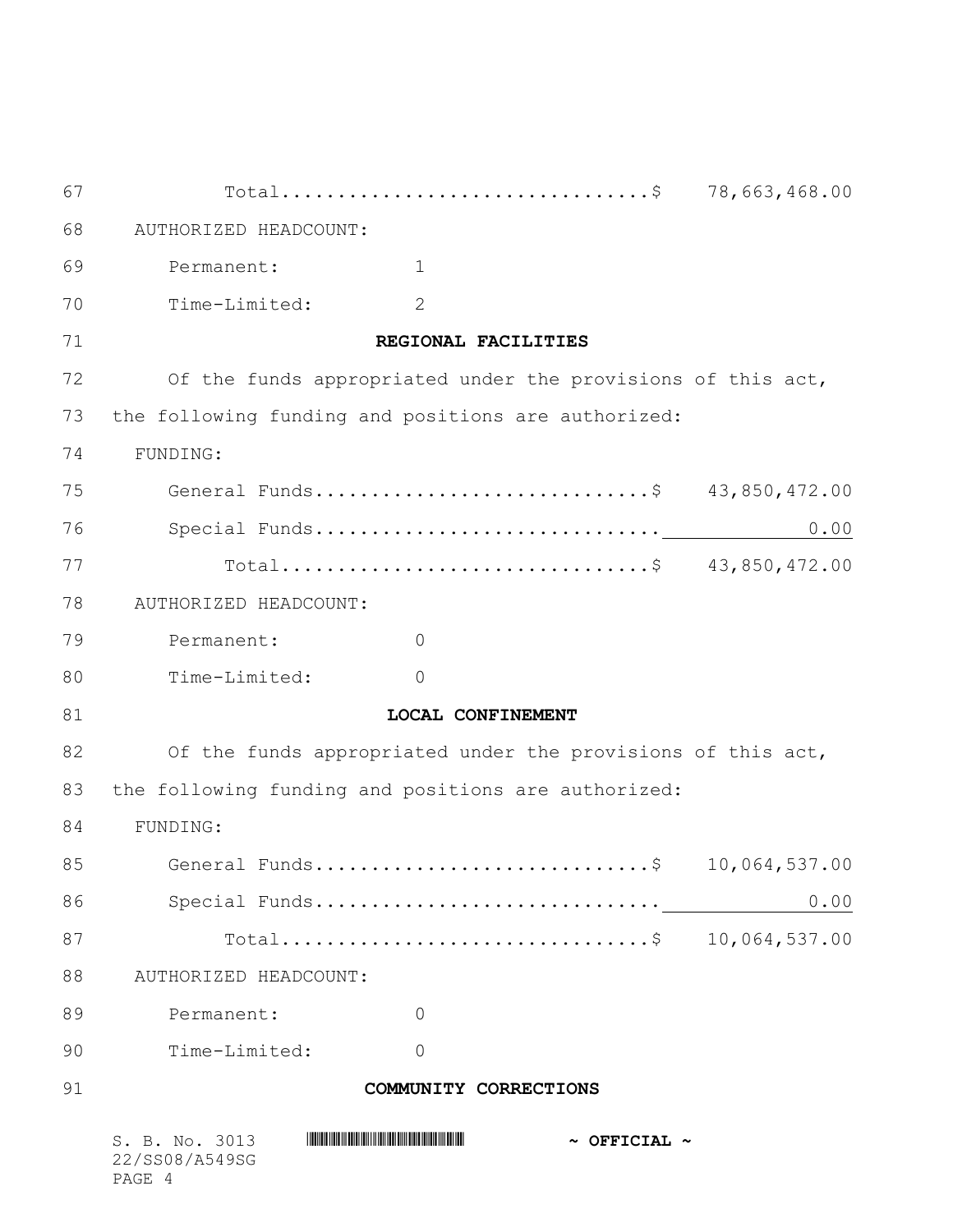Total.................................$ 78,663,468.00

AUTHORIZED HEADCOUNT:

Permanent: 1

Time-Limited: 2

**REGIONAL FACILITIES**

Of the funds appropriated under the provisions of this act, the following funding and positions are authorized:

FUNDING:

General Funds..............................$ 43,850,472.00

Special Funds.............................. 0.00

Total.................................$ 43,850,472.00

AUTHORIZED HEADCOUNT:

Permanent: 0

Time-Limited: 0

**LOCAL CONFINEMENT**

Of the funds appropriated under the provisions of this act, the following funding and positions are authorized:

FUNDING:

General Funds..............................$ 10,064,537.00

Special Funds.............................. 0.00

Total.................................$ 10,064,537.00

AUTHORIZED HEADCOUNT:

Permanent: 0

Time-Limited: 0

**COMMUNITY CORRECTIONS**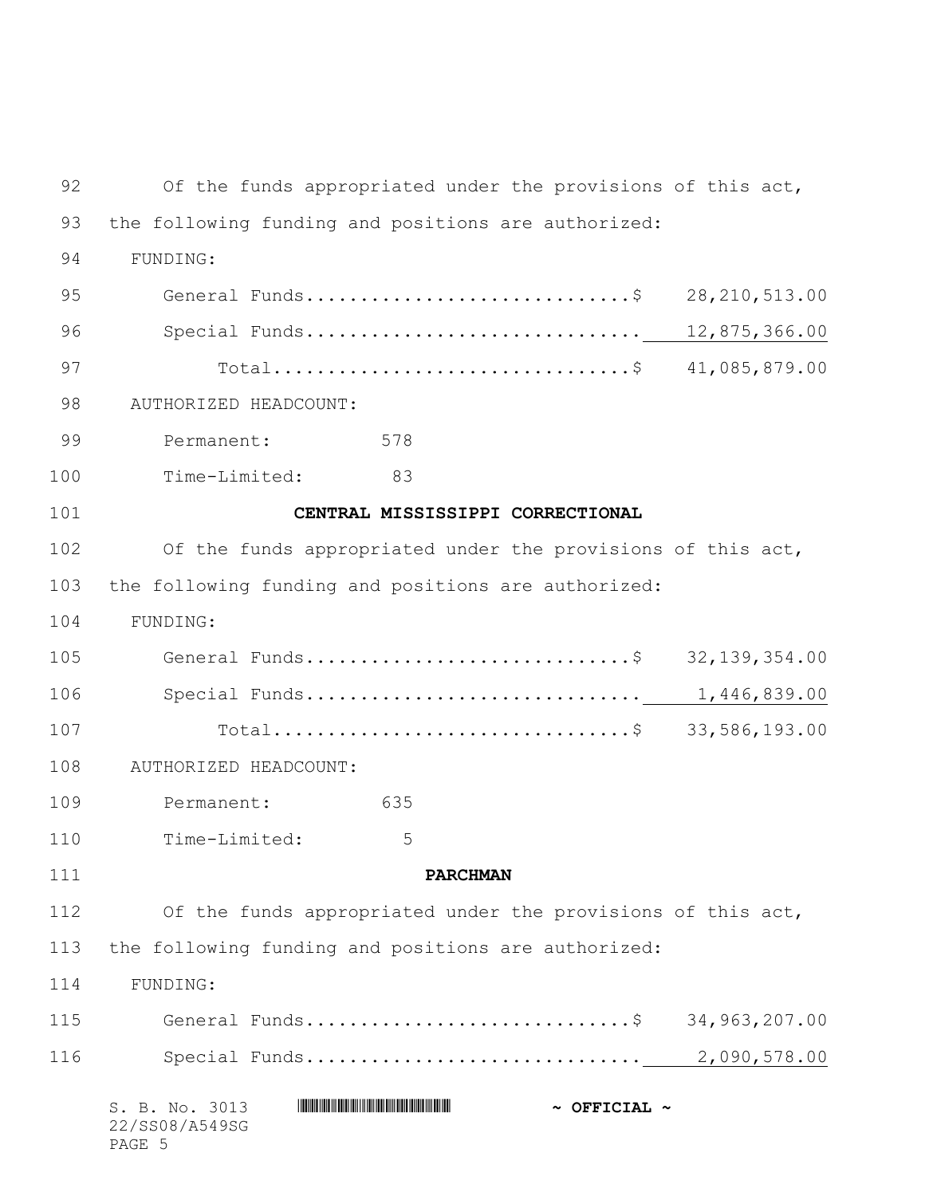Of the funds appropriated under the provisions of this act, the following funding and positions are authorized:

FUNDING:

| | |
|---|---|
| General Funds..............................$ | 28,210,513.00 |
| Special Funds.............................. | 12,875,366.00 |
| Total................................$ | 41,085,879.00 |

AUTHORIZED HEADCOUNT:

| | |
|---|---|
| Permanent: | 578 |
| Time-Limited: | 83 |

**CENTRAL MISSISSIPPI CORRECTIONAL**

Of the funds appropriated under the provisions of this act, the following funding and positions are authorized:

FUNDING:

| | |
|---|---|
| General Funds..............................$ | 32,139,354.00 |
| Special Funds.............................. | 1,446,839.00 |
| Total................................$ | 33,586,193.00 |

AUTHORIZED HEADCOUNT:

| | |
|---|---|
| Permanent: | 635 |
| Time-Limited: | 5 |

**PARCHMAN**

Of the funds appropriated under the provisions of this act, the following funding and positions are authorized:

FUNDING:

| | |
|---|---|
| General Funds..............................$ | 34,963,207.00 |
| Special Funds.............................. | 2,090,578.00 |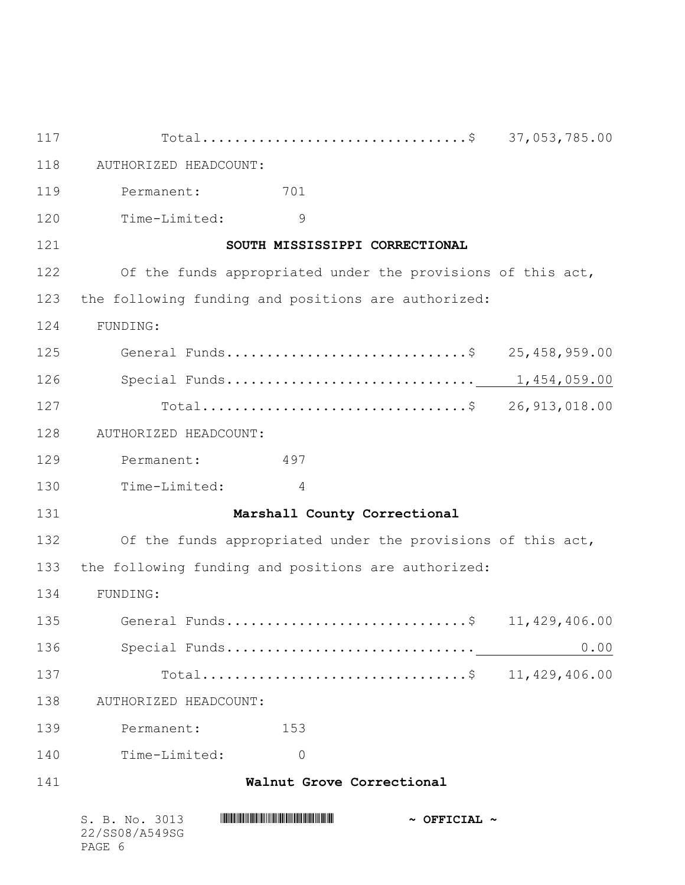Total.................................$ 37,053,785.00

AUTHORIZED HEADCOUNT:

Permanent: 701

Time-Limited: 9

**SOUTH MISSISSIPPI CORRECTIONAL**

Of the funds appropriated under the provisions of this act, the following funding and positions are authorized:

FUNDING:

General Funds..............................$ 25,458,959.00

Special Funds.............................. 1,454,059.00

Total.................................$ 26,913,018.00

AUTHORIZED HEADCOUNT:

Permanent: 497

Time-Limited: 4

**Marshall County Correctional**

Of the funds appropriated under the provisions of this act, the following funding and positions are authorized:

FUNDING:

General Funds..............................$ 11,429,406.00

Special Funds.............................. 0.00

Total.................................$ 11,429,406.00

AUTHORIZED HEADCOUNT:

Permanent: 153

Time-Limited: 0

**Walnut Grove Correctional**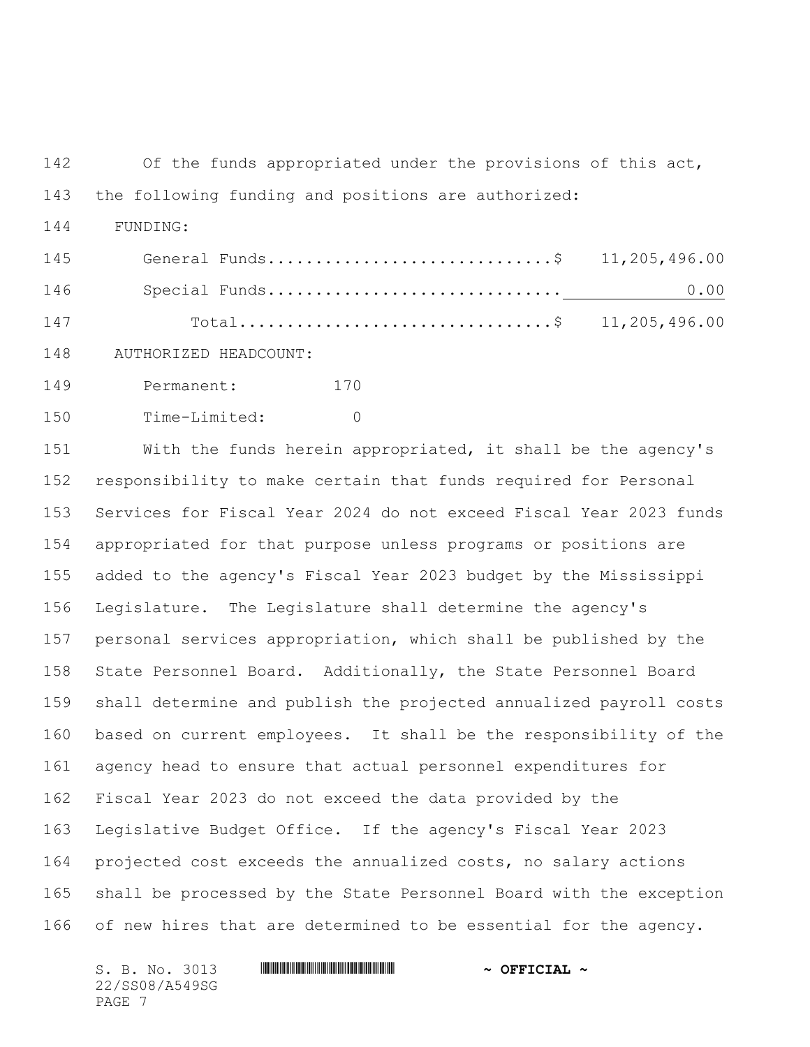Of the funds appropriated under the provisions of this act, the following funding and positions are authorized:

FUNDING:

| | |
|---|---|
| General Funds.............................$ | 11,205,496.00 |
| Special Funds.............................. | 0.00 |
| Total.................................$ | 11,205,496.00 |

AUTHORIZED HEADCOUNT:

Permanent: 170

Time-Limited: 0

With the funds herein appropriated, it shall be the agency's responsibility to make certain that funds required for Personal Services for Fiscal Year 2024 do not exceed Fiscal Year 2023 funds appropriated for that purpose unless programs or positions are added to the agency's Fiscal Year 2023 budget by the Mississippi Legislature. The Legislature shall determine the agency's personal services appropriation, which shall be published by the State Personnel Board. Additionally, the State Personnel Board shall determine and publish the projected annualized payroll costs based on current employees. It shall be the responsibility of the agency head to ensure that actual personnel expenditures for Fiscal Year 2023 do not exceed the data provided by the Legislative Budget Office. If the agency's Fiscal Year 2023 projected cost exceeds the annualized costs, no salary actions shall be processed by the State Personnel Board with the exception of new hires that are determined to be essential for the agency.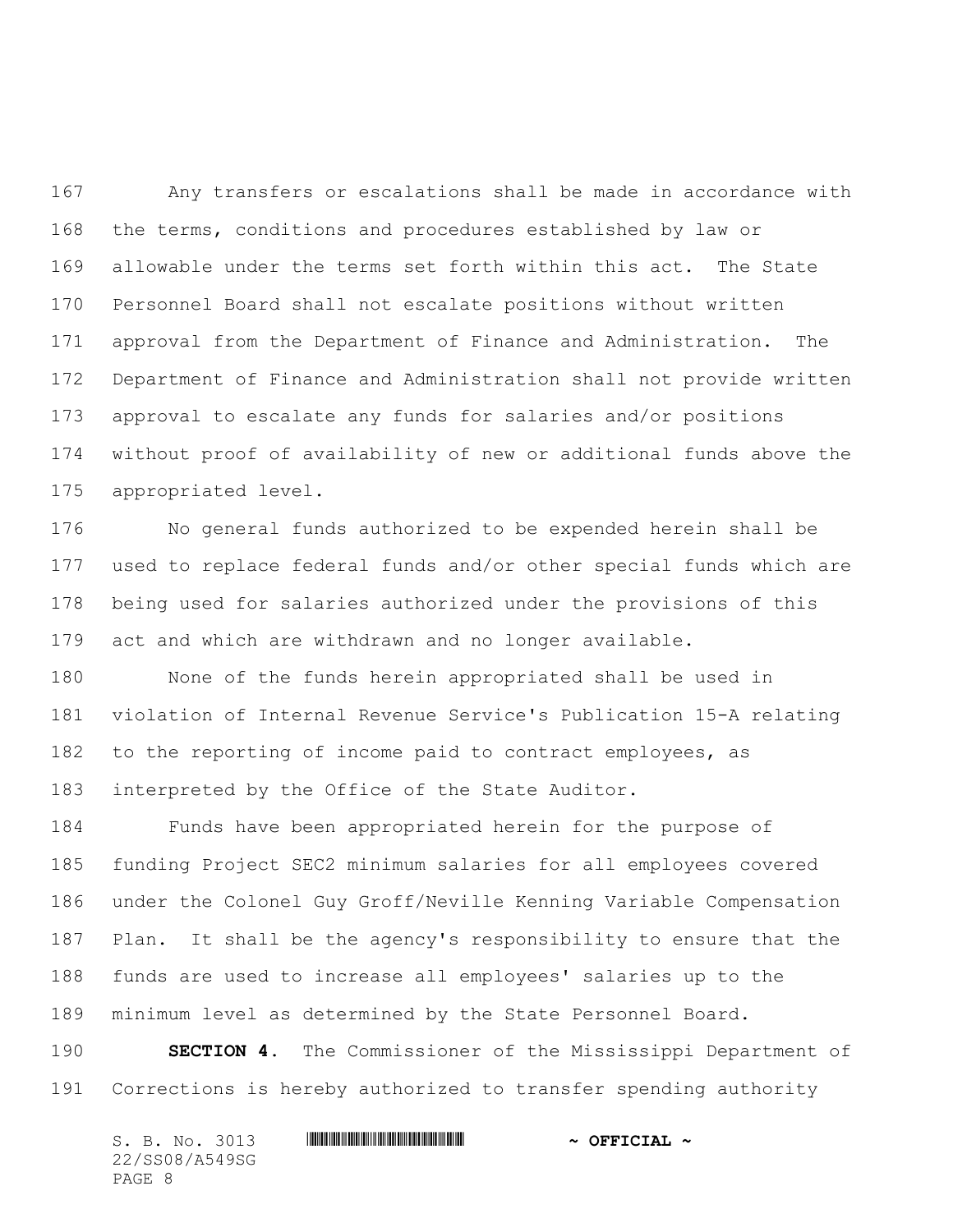Any transfers or escalations shall be made in accordance with the terms, conditions and procedures established by law or allowable under the terms set forth within this act. The State Personnel Board shall not escalate positions without written approval from the Department of Finance and Administration. The Department of Finance and Administration shall not provide written approval to escalate any funds for salaries and/or positions without proof of availability of new or additional funds above the appropriated level.

No general funds authorized to be expended herein shall be used to replace federal funds and/or other special funds which are being used for salaries authorized under the provisions of this act and which are withdrawn and no longer available.

None of the funds herein appropriated shall be used in violation of Internal Revenue Service's Publication 15-A relating to the reporting of income paid to contract employees, as interpreted by the Office of the State Auditor.

Funds have been appropriated herein for the purpose of funding Project SEC2 minimum salaries for all employees covered under the Colonel Guy Groff/Neville Kenning Variable Compensation Plan. It shall be the agency's responsibility to ensure that the funds are used to increase all employees' salaries up to the minimum level as determined by the State Personnel Board.

**SECTION 4.** The Commissioner of the Mississippi Department of Corrections is hereby authorized to transfer spending authority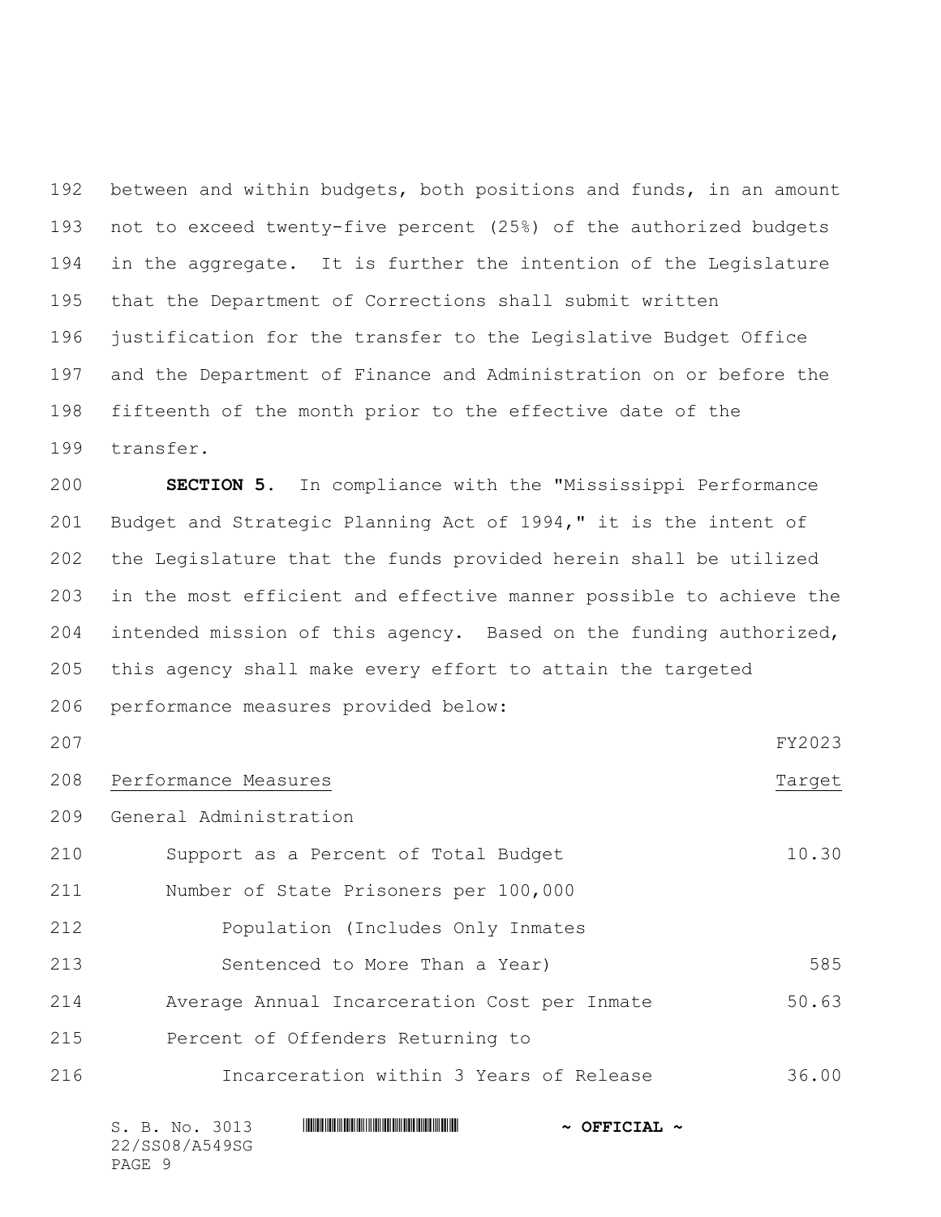between and within budgets, both positions and funds, in an amount not to exceed twenty-five percent (25%) of the authorized budgets in the aggregate. It is further the intention of the Legislature that the Department of Corrections shall submit written justification for the transfer to the Legislative Budget Office and the Department of Finance and Administration on or before the fifteenth of the month prior to the effective date of the transfer.

**SECTION 5.** In compliance with the "Mississippi Performance Budget and Strategic Planning Act of 1994," it is the intent of the Legislature that the funds provided herein shall be utilized in the most efficient and effective manner possible to achieve the intended mission of this agency. Based on the funding authorized, this agency shall make every effort to attain the targeted performance measures provided below:

| Performance Measures | FY2023 Target |
|---|---|
| General Administration | |
| Support as a Percent of Total Budget | 10.30 |
| Number of State Prisoners per 100,000 Population (Includes Only Inmates Sentenced to More Than a Year) | 585 |
| Average Annual Incarceration Cost per Inmate | 50.63 |
| Percent of Offenders Returning to Incarceration within 3 Years of Release | 36.00 |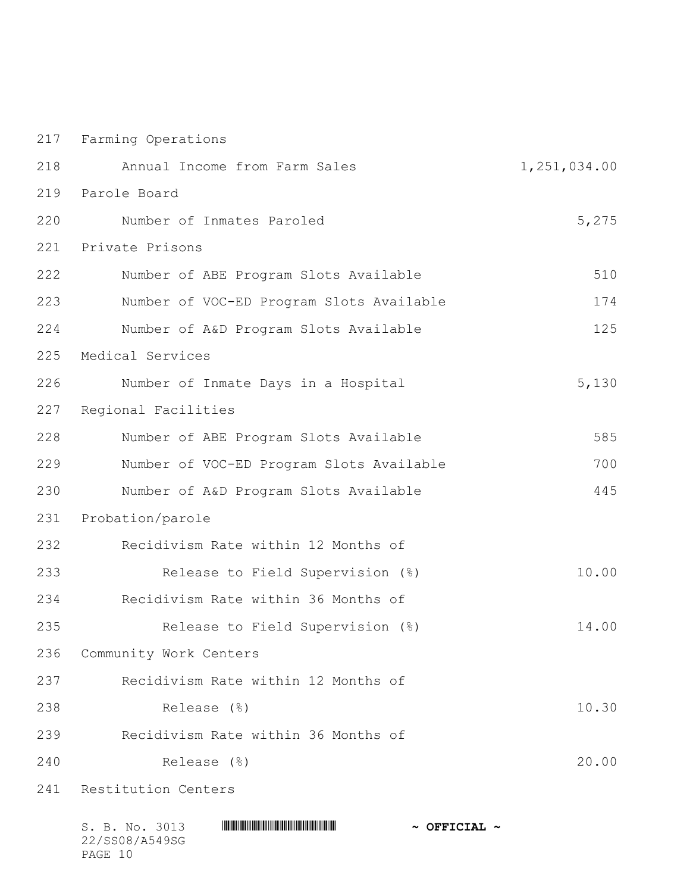| | | |
|---|---|---|
| 217 | Farming Operations | |
| 218 | Annual Income from Farm Sales | 1,251,034.00 |
| 219 | Parole Board | |
| 220 | Number of Inmates Paroled | 5,275 |
| 221 | Private Prisons | |
| 222 | Number of ABE Program Slots Available | 510 |
| 223 | Number of VOC-ED Program Slots Available | 174 |
| 224 | Number of A&D Program Slots Available | 125 |
| 225 | Medical Services | |
| 226 | Number of Inmate Days in a Hospital | 5,130 |
| 227 | Regional Facilities | |
| 228 | Number of ABE Program Slots Available | 585 |
| 229 | Number of VOC-ED Program Slots Available | 700 |
| 230 | Number of A&D Program Slots Available | 445 |
| 231 | Probation/parole | |
| 232 | Recidivism Rate within 12 Months of | |
| 233 | Release to Field Supervision (%) | 10.00 |
| 234 | Recidivism Rate within 36 Months of | |
| 235 | Release to Field Supervision (%) | 14.00 |
| 236 | Community Work Centers | |
| 237 | Recidivism Rate within 12 Months of | |
| 238 | Release (%) | 10.30 |
| 239 | Recidivism Rate within 36 Months of | |
| 240 | Release (%) | 20.00 |
| 241 | Restitution Centers | |

S. B. No. 3013 ~ OFFICIAL ~
22/SS08/A549SG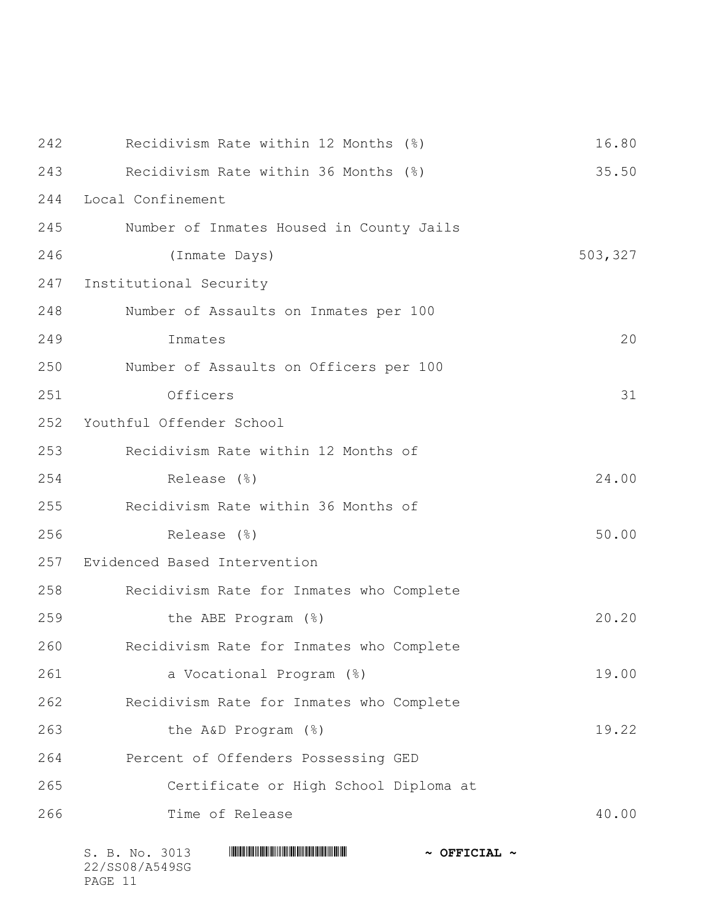| | |
|---|---|
| Recidivism Rate within 12 Months (%) | 16.80 |
| Recidivism Rate within 36 Months (%) | 35.50 |
| **Local Confinement** | |
| Number of Inmates Housed in County Jails (Inmate Days) | 503,327 |
| **Institutional Security** | |
| Number of Assaults on Inmates per 100 Inmates | 20 |
| Number of Assaults on Officers per 100 Officers | 31 |
| **Youthful Offender School** | |
| Recidivism Rate within 12 Months of Release (%) | 24.00 |
| Recidivism Rate within 36 Months of Release (%) | 50.00 |
| **Evidenced Based Intervention** | |
| Recidivism Rate for Inmates who Complete the ABE Program (%) | 20.20 |
| Recidivism Rate for Inmates who Complete a Vocational Program (%) | 19.00 |
| Recidivism Rate for Inmates who Complete the A&D Program (%) | 19.22 |
| Percent of Offenders Possessing GED Certificate or High School Diploma at Time of Release | 40.00 |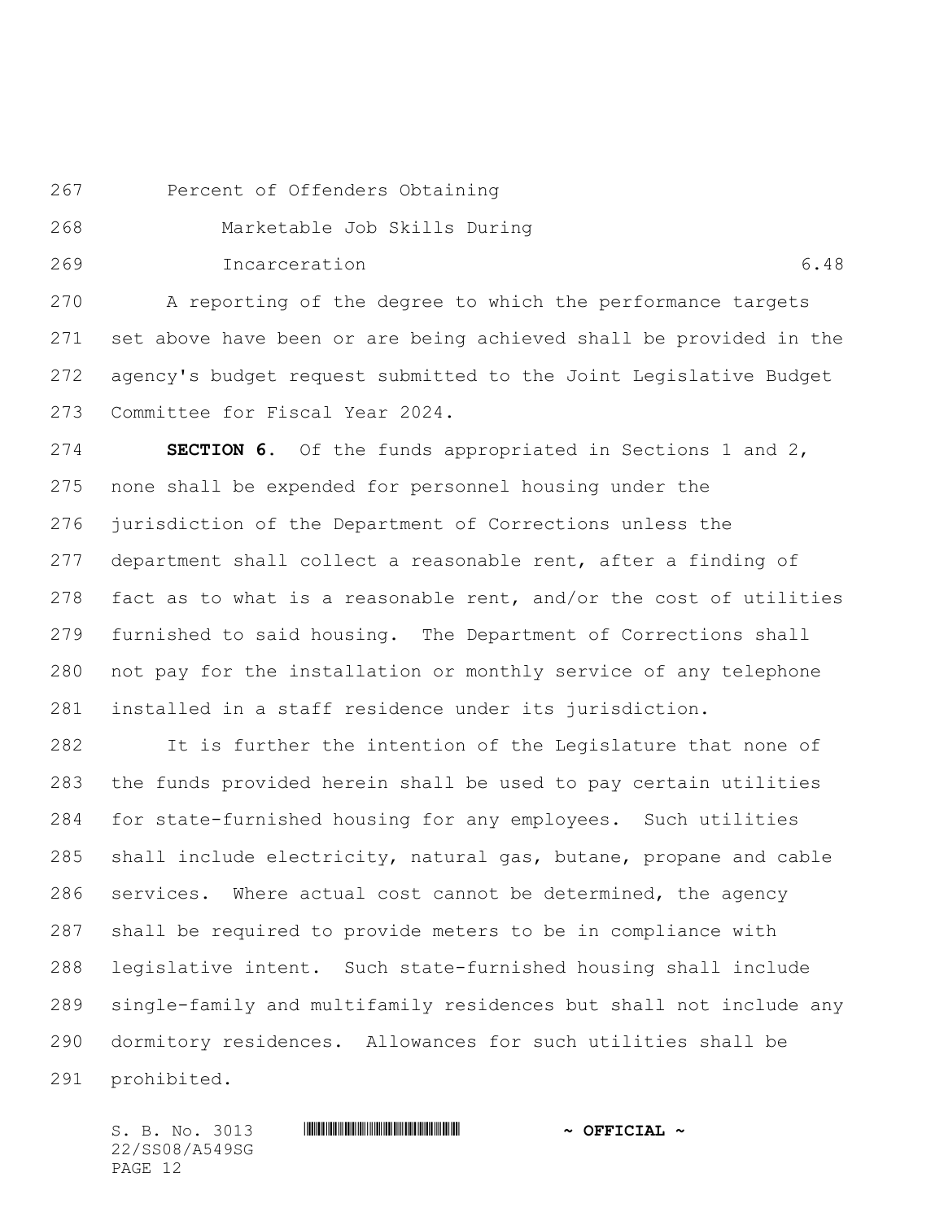| | |
|---|---|
| Percent of Offenders Obtaining Marketable Job Skills During Incarceration | 6.48 |

A reporting of the degree to which the performance targets set above have been or are being achieved shall be provided in the agency's budget request submitted to the Joint Legislative Budget Committee for Fiscal Year 2024.

**SECTION 6.** Of the funds appropriated in Sections 1 and 2, none shall be expended for personnel housing under the jurisdiction of the Department of Corrections unless the department shall collect a reasonable rent, after a finding of fact as to what is a reasonable rent, and/or the cost of utilities furnished to said housing. The Department of Corrections shall not pay for the installation or monthly service of any telephone installed in a staff residence under its jurisdiction.

It is further the intention of the Legislature that none of the funds provided herein shall be used to pay certain utilities for state-furnished housing for any employees. Such utilities shall include electricity, natural gas, butane, propane and cable services. Where actual cost cannot be determined, the agency shall be required to provide meters to be in compliance with legislative intent. Such state-furnished housing shall include single-family and multifamily residences but shall not include any dormitory residences. Allowances for such utilities shall be prohibited.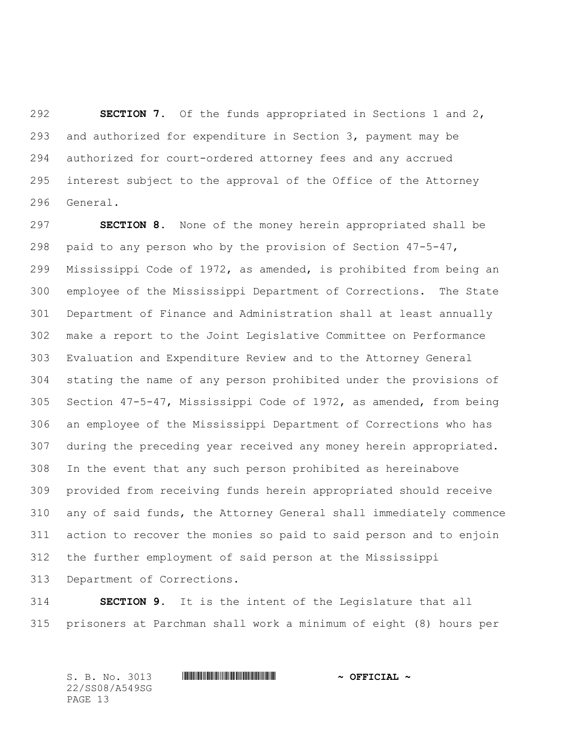**SECTION 7.** Of the funds appropriated in Sections 1 and 2, and authorized for expenditure in Section 3, payment may be authorized for court-ordered attorney fees and any accrued interest subject to the approval of the Office of the Attorney General.

**SECTION 8.** None of the money herein appropriated shall be paid to any person who by the provision of Section 47-5-47, Mississippi Code of 1972, as amended, is prohibited from being an employee of the Mississippi Department of Corrections. The State Department of Finance and Administration shall at least annually make a report to the Joint Legislative Committee on Performance Evaluation and Expenditure Review and to the Attorney General stating the name of any person prohibited under the provisions of Section 47-5-47, Mississippi Code of 1972, as amended, from being an employee of the Mississippi Department of Corrections who has during the preceding year received any money herein appropriated. In the event that any such person prohibited as hereinabove provided from receiving funds herein appropriated should receive any of said funds, the Attorney General shall immediately commence action to recover the monies so paid to said person and to enjoin the further employment of said person at the Mississippi Department of Corrections.

**SECTION 9.** It is the intent of the Legislature that all prisoners at Parchman shall work a minimum of eight (8) hours per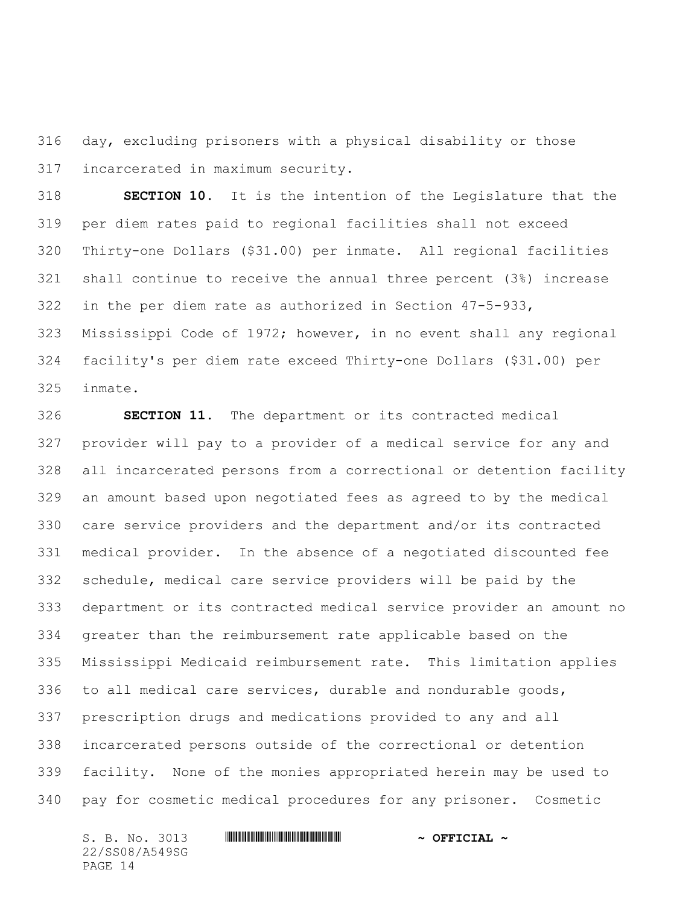day, excluding prisoners with a physical disability or those incarcerated in maximum security.

**SECTION 10.** It is the intention of the Legislature that the per diem rates paid to regional facilities shall not exceed Thirty-one Dollars ($31.00) per inmate. All regional facilities shall continue to receive the annual three percent (3%) increase in the per diem rate as authorized in Section 47-5-933, Mississippi Code of 1972; however, in no event shall any regional facility's per diem rate exceed Thirty-one Dollars ($31.00) per inmate.

**SECTION 11.** The department or its contracted medical provider will pay to a provider of a medical service for any and all incarcerated persons from a correctional or detention facility an amount based upon negotiated fees as agreed to by the medical care service providers and the department and/or its contracted medical provider. In the absence of a negotiated discounted fee schedule, medical care service providers will be paid by the department or its contracted medical service provider an amount no greater than the reimbursement rate applicable based on the Mississippi Medicaid reimbursement rate. This limitation applies to all medical care services, durable and nondurable goods, prescription drugs and medications provided to any and all incarcerated persons outside of the correctional or detention facility. None of the monies appropriated herein may be used to pay for cosmetic medical procedures for any prisoner. Cosmetic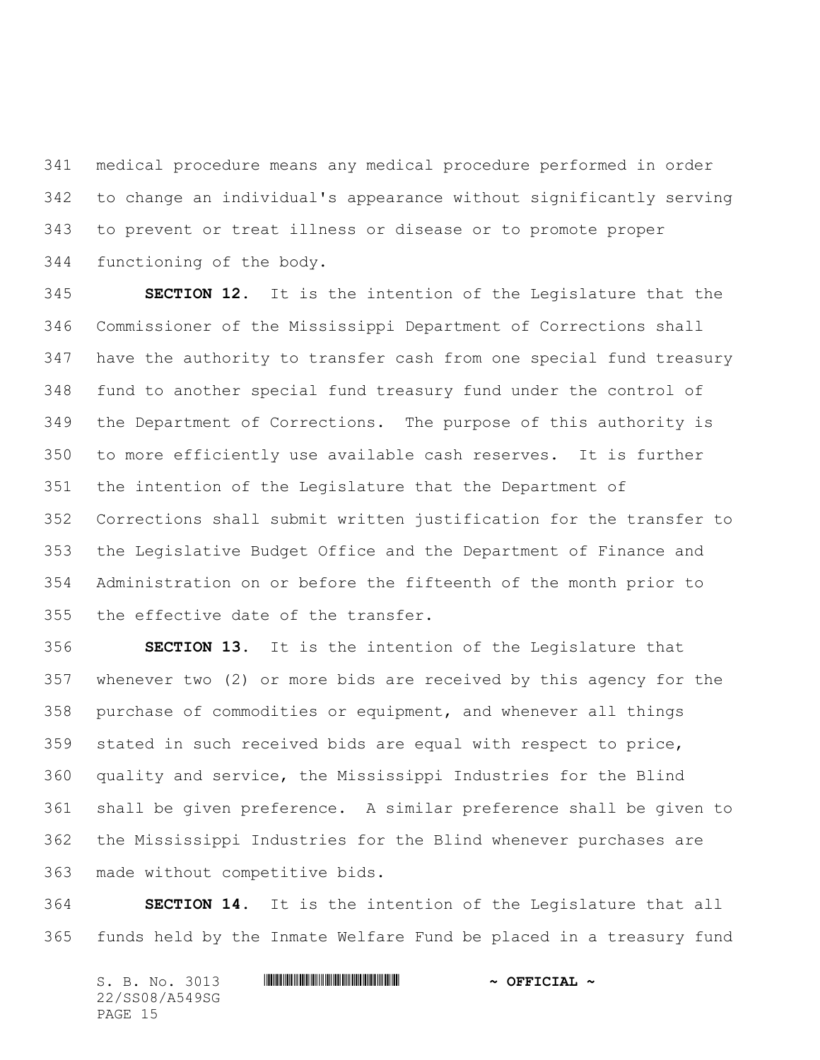medical procedure means any medical procedure performed in order to change an individual's appearance without significantly serving to prevent or treat illness or disease or to promote proper functioning of the body.

**SECTION 12.** It is the intention of the Legislature that the Commissioner of the Mississippi Department of Corrections shall have the authority to transfer cash from one special fund treasury fund to another special fund treasury fund under the control of the Department of Corrections. The purpose of this authority is to more efficiently use available cash reserves. It is further the intention of the Legislature that the Department of Corrections shall submit written justification for the transfer to the Legislative Budget Office and the Department of Finance and Administration on or before the fifteenth of the month prior to the effective date of the transfer.

**SECTION 13.** It is the intention of the Legislature that whenever two (2) or more bids are received by this agency for the purchase of commodities or equipment, and whenever all things stated in such received bids are equal with respect to price, quality and service, the Mississippi Industries for the Blind shall be given preference. A similar preference shall be given to the Mississippi Industries for the Blind whenever purchases are made without competitive bids.

**SECTION 14.** It is the intention of the Legislature that all funds held by the Inmate Welfare Fund be placed in a treasury fund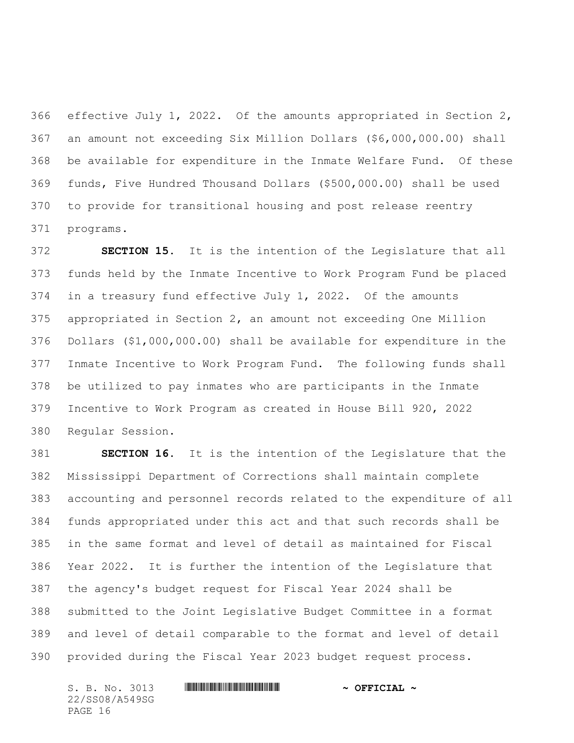effective July 1, 2022. Of the amounts appropriated in Section 2, an amount not exceeding Six Million Dollars ($6,000,000.00) shall be available for expenditure in the Inmate Welfare Fund. Of these funds, Five Hundred Thousand Dollars ($500,000.00) shall be used to provide for transitional housing and post release reentry programs.

**SECTION 15.** It is the intention of the Legislature that all funds held by the Inmate Incentive to Work Program Fund be placed in a treasury fund effective July 1, 2022. Of the amounts appropriated in Section 2, an amount not exceeding One Million Dollars ($1,000,000.00) shall be available for expenditure in the Inmate Incentive to Work Program Fund. The following funds shall be utilized to pay inmates who are participants in the Inmate Incentive to Work Program as created in House Bill 920, 2022 Regular Session.

**SECTION 16.** It is the intention of the Legislature that the Mississippi Department of Corrections shall maintain complete accounting and personnel records related to the expenditure of all funds appropriated under this act and that such records shall be in the same format and level of detail as maintained for Fiscal Year 2022. It is further the intention of the Legislature that the agency's budget request for Fiscal Year 2024 shall be submitted to the Joint Legislative Budget Committee in a format and level of detail comparable to the format and level of detail provided during the Fiscal Year 2023 budget request process.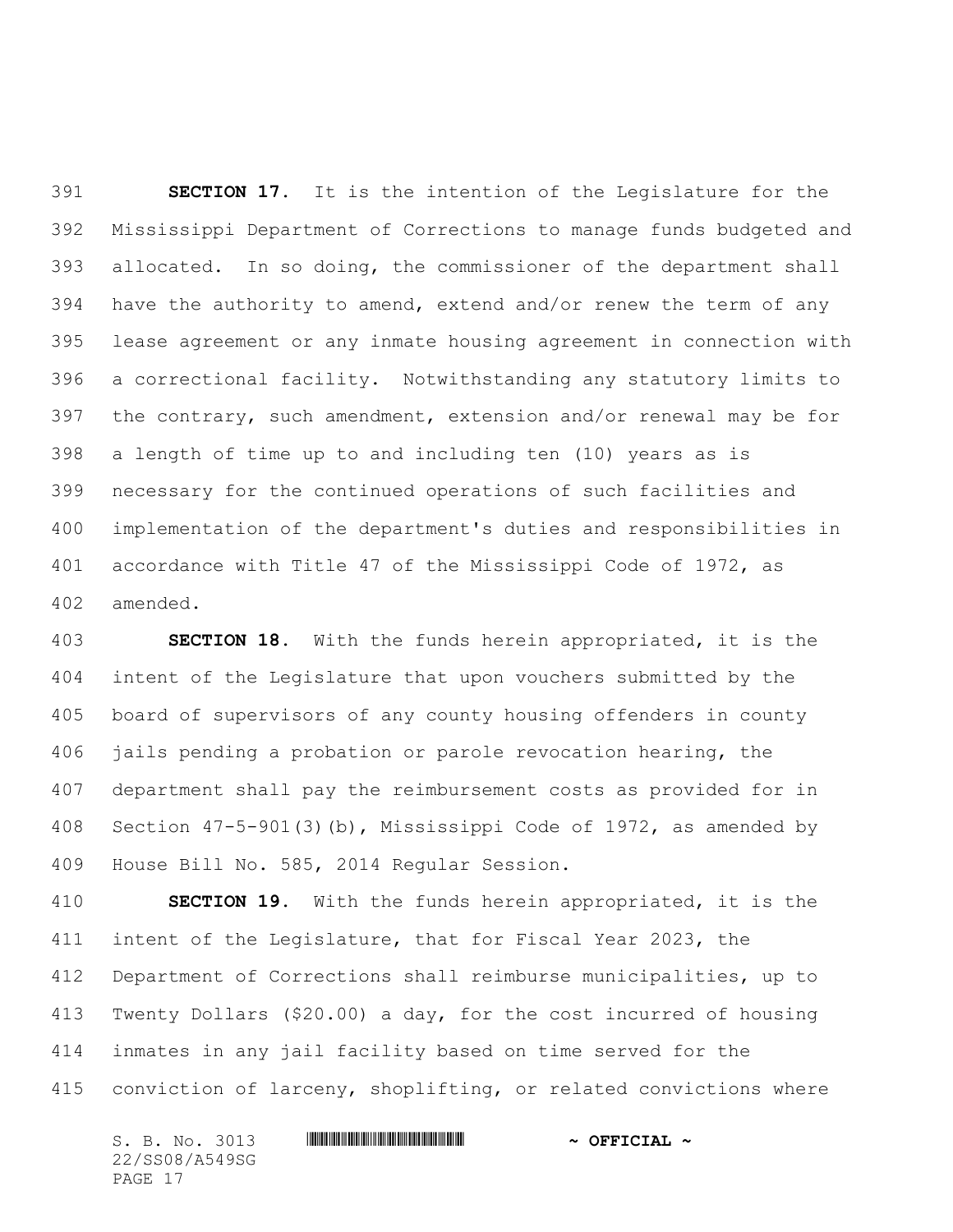**SECTION 17.** It is the intention of the Legislature for the Mississippi Department of Corrections to manage funds budgeted and allocated. In so doing, the commissioner of the department shall have the authority to amend, extend and/or renew the term of any lease agreement or any inmate housing agreement in connection with a correctional facility. Notwithstanding any statutory limits to the contrary, such amendment, extension and/or renewal may be for a length of time up to and including ten (10) years as is necessary for the continued operations of such facilities and implementation of the department's duties and responsibilities in accordance with Title 47 of the Mississippi Code of 1972, as amended.

**SECTION 18.** With the funds herein appropriated, it is the intent of the Legislature that upon vouchers submitted by the board of supervisors of any county housing offenders in county jails pending a probation or parole revocation hearing, the department shall pay the reimbursement costs as provided for in Section 47-5-901(3)(b), Mississippi Code of 1972, as amended by House Bill No. 585, 2014 Regular Session.

**SECTION 19.** With the funds herein appropriated, it is the intent of the Legislature, that for Fiscal Year 2023, the Department of Corrections shall reimburse municipalities, up to Twenty Dollars ($20.00) a day, for the cost incurred of housing inmates in any jail facility based on time served for the conviction of larceny, shoplifting, or related convictions where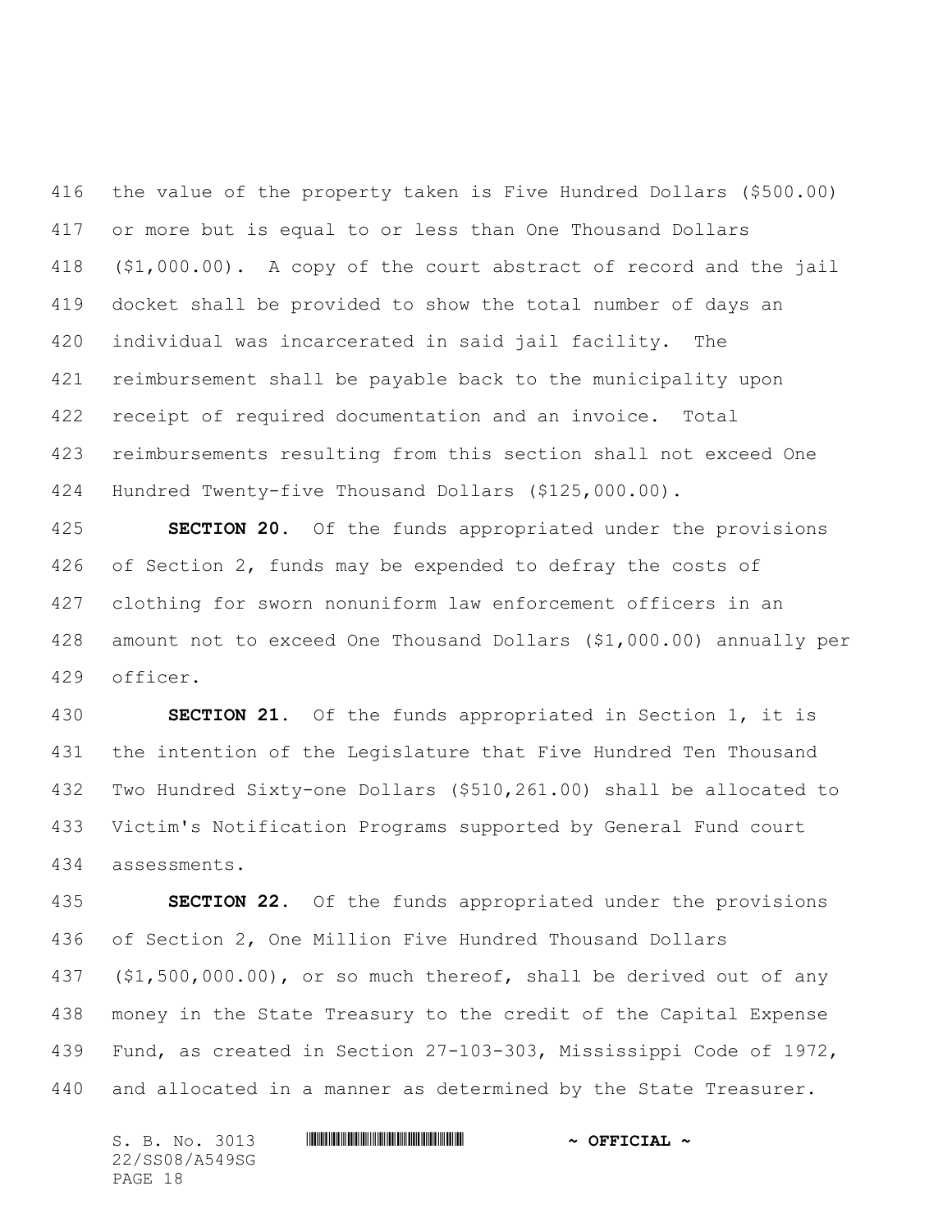the value of the property taken is Five Hundred Dollars ($500.00) or more but is equal to or less than One Thousand Dollars ($1,000.00). A copy of the court abstract of record and the jail docket shall be provided to show the total number of days an individual was incarcerated in said jail facility. The reimbursement shall be payable back to the municipality upon receipt of required documentation and an invoice. Total reimbursements resulting from this section shall not exceed One Hundred Twenty-five Thousand Dollars ($125,000.00).

**SECTION 20.** Of the funds appropriated under the provisions of Section 2, funds may be expended to defray the costs of clothing for sworn nonuniform law enforcement officers in an amount not to exceed One Thousand Dollars ($1,000.00) annually per officer.

**SECTION 21.** Of the funds appropriated in Section 1, it is the intention of the Legislature that Five Hundred Ten Thousand Two Hundred Sixty-one Dollars ($510,261.00) shall be allocated to Victim's Notification Programs supported by General Fund court assessments.

**SECTION 22.** Of the funds appropriated under the provisions of Section 2, One Million Five Hundred Thousand Dollars ($1,500,000.00), or so much thereof, shall be derived out of any money in the State Treasury to the credit of the Capital Expense Fund, as created in Section 27-103-303, Mississippi Code of 1972, and allocated in a manner as determined by the State Treasurer.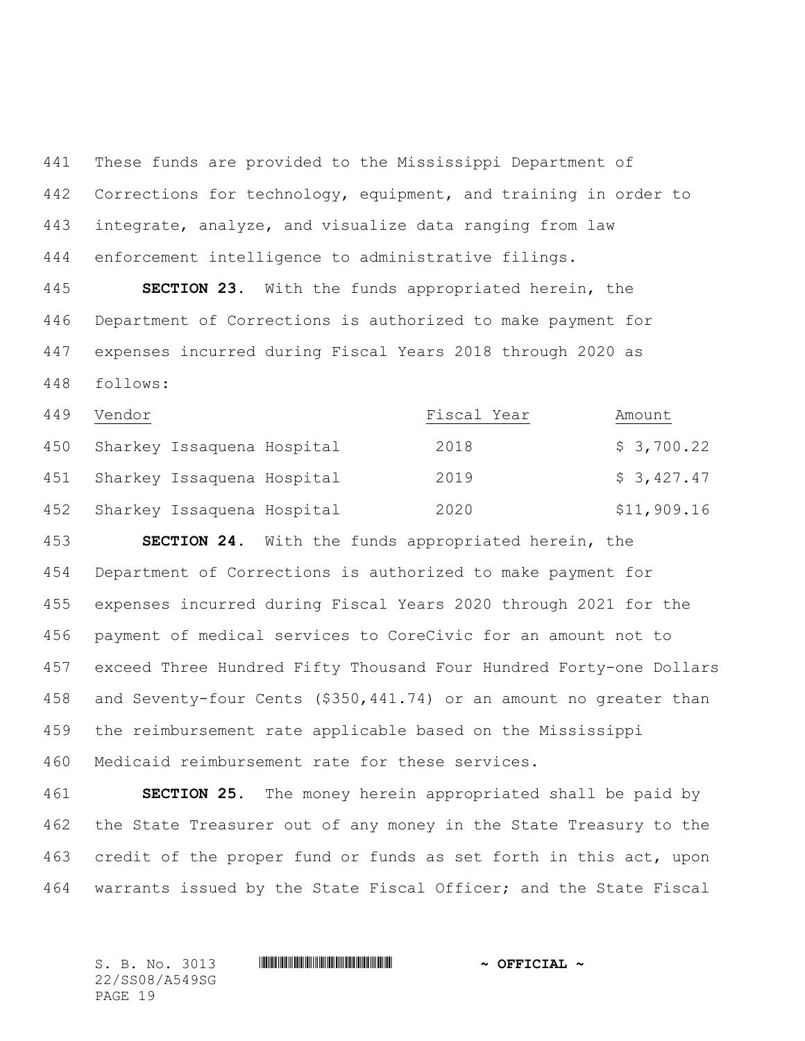These funds are provided to the Mississippi Department of Corrections for technology, equipment, and training in order to integrate, analyze, and visualize data ranging from law enforcement intelligence to administrative filings.

**SECTION 23.** With the funds appropriated herein, the Department of Corrections is authorized to make payment for expenses incurred during Fiscal Years 2018 through 2020 as follows:

| Vendor | Fiscal Year | Amount |
|---|---|---|
| Sharkey Issaquena Hospital | 2018 | $ 3,700.22 |
| Sharkey Issaquena Hospital | 2019 | $ 3,427.47 |
| Sharkey Issaquena Hospital | 2020 | $11,909.16 |

**SECTION 24.** With the funds appropriated herein, the Department of Corrections is authorized to make payment for expenses incurred during Fiscal Years 2020 through 2021 for the payment of medical services to CoreCivic for an amount not to exceed Three Hundred Fifty Thousand Four Hundred Forty-one Dollars and Seventy-four Cents ($350,441.74) or an amount no greater than the reimbursement rate applicable based on the Mississippi Medicaid reimbursement rate for these services.

**SECTION 25.** The money herein appropriated shall be paid by the State Treasurer out of any money in the State Treasury to the credit of the proper fund or funds as set forth in this act, upon warrants issued by the State Fiscal Officer; and the State Fiscal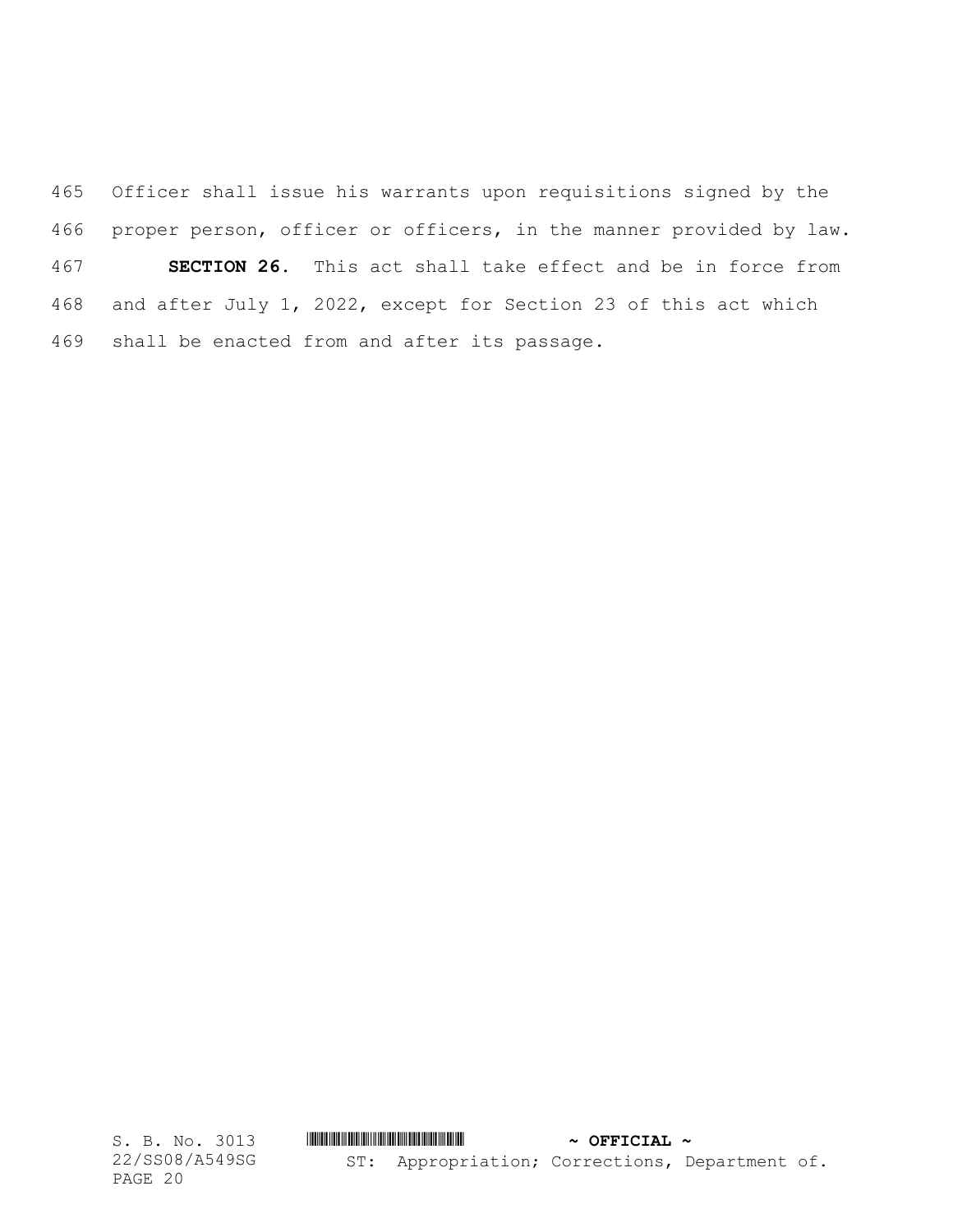Officer shall issue his warrants upon requisitions signed by the proper person, officer or officers, in the manner provided by law.

**SECTION 26.** This act shall take effect and be in force from and after July 1, 2022, except for Section 23 of this act which shall be enacted from and after its passage.